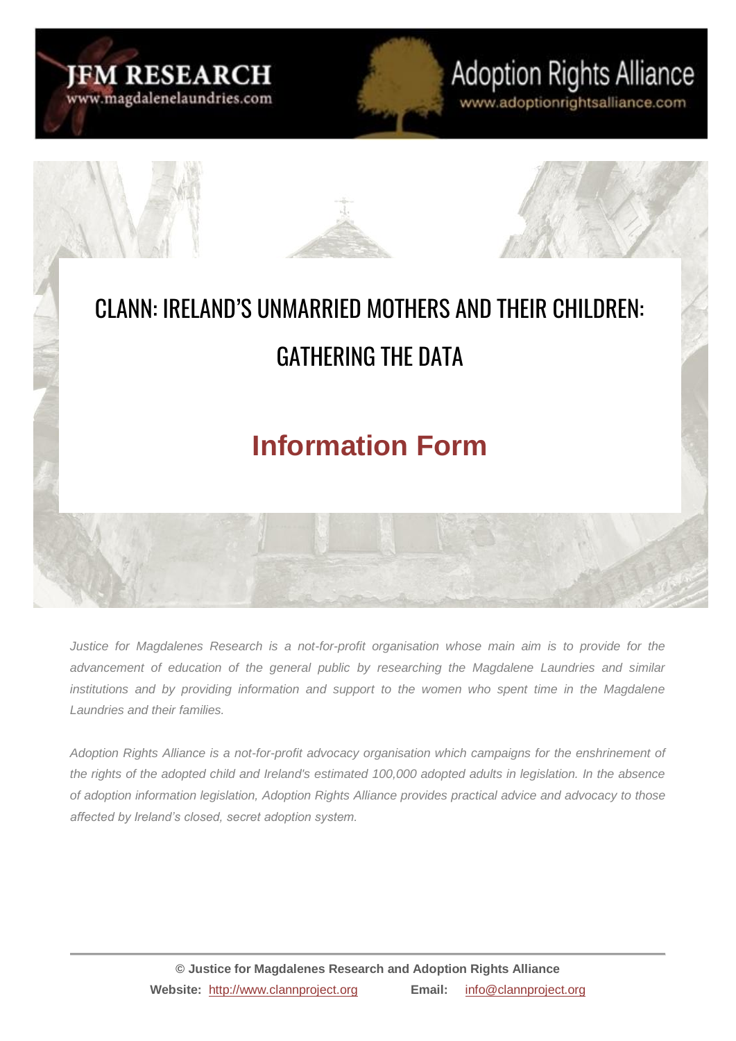JFM RESEARCH
www.magdalenelaundries.com

Adoption Rights Alliance
www.adoptionrightsalliance.com

# CLANN: IRELAND'S UNMARRIED MOTHERS AND THEIR CHILDREN: GATHERING THE DATA

## Information Form

*Justice for Magdalenes Research is a not-for-profit organisation whose main aim is to provide for the advancement of education of the general public by researching the Magdalene Laundries and similar institutions and by providing information and support to the women who spent time in the Magdalene Laundries and their families.*

*Adoption Rights Alliance is a not-for-profit advocacy organisation which campaigns for the enshrinement of the rights of the adopted child and Ireland's estimated 100,000 adopted adults in legislation. In the absence of adoption information legislation, Adoption Rights Alliance provides practical advice and advocacy to those affected by Ireland's closed, secret adoption system.*

**© Justice for Magdalenes Research and Adoption Rights Alliance**

**Website:** http://www.clannproject.org **Email:** info@clannproject.org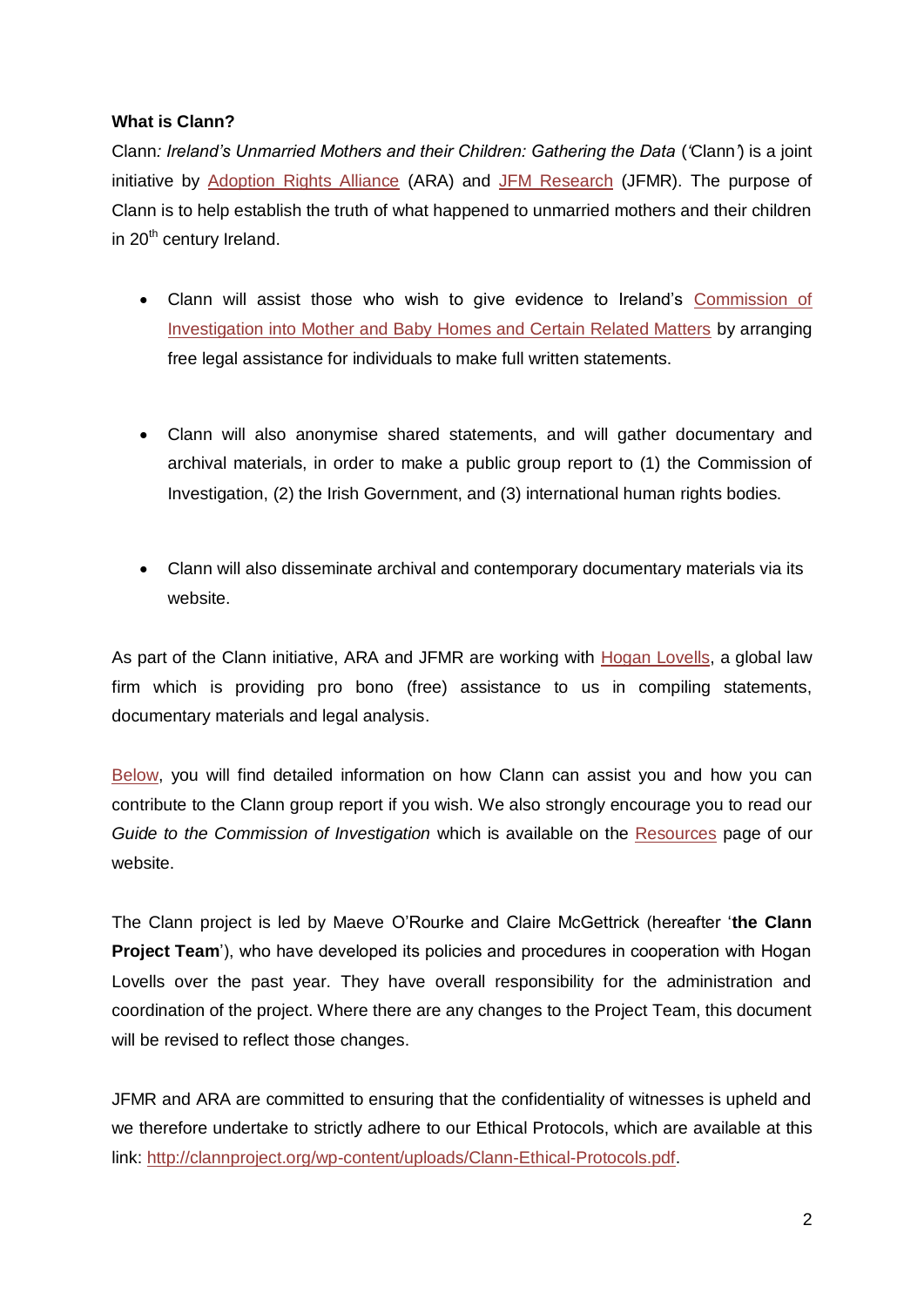**What is Clann?**

Clann*: Ireland's Unmarried Mothers and their Children: Gathering the Data* ('Clann') is a joint initiative by Adoption Rights Alliance (ARA) and JFM Research (JFMR). The purpose of Clann is to help establish the truth of what happened to unmarried mothers and their children in 20th century Ireland.

- Clann will assist those who wish to give evidence to Ireland's Commission of Investigation into Mother and Baby Homes and Certain Related Matters by arranging free legal assistance for individuals to make full written statements.

- Clann will also anonymise shared statements, and will gather documentary and archival materials, in order to make a public group report to (1) the Commission of Investigation, (2) the Irish Government, and (3) international human rights bodies.

- Clann will also disseminate archival and contemporary documentary materials via its website.

As part of the Clann initiative, ARA and JFMR are working with Hogan Lovells, a global law firm which is providing pro bono (free) assistance to us in compiling statements, documentary materials and legal analysis.

Below, you will find detailed information on how Clann can assist you and how you can contribute to the Clann group report if you wish. We also strongly encourage you to read our *Guide to the Commission of Investigation* which is available on the Resources page of our website.

The Clann project is led by Maeve O'Rourke and Claire McGettrick (hereafter '**the Clann Project Team**'), who have developed its policies and procedures in cooperation with Hogan Lovells over the past year. They have overall responsibility for the administration and coordination of the project. Where there are any changes to the Project Team, this document will be revised to reflect those changes.

JFMR and ARA are committed to ensuring that the confidentiality of witnesses is upheld and we therefore undertake to strictly adhere to our Ethical Protocols, which are available at this link: http://clannproject.org/wp-content/uploads/Clann-Ethical-Protocols.pdf.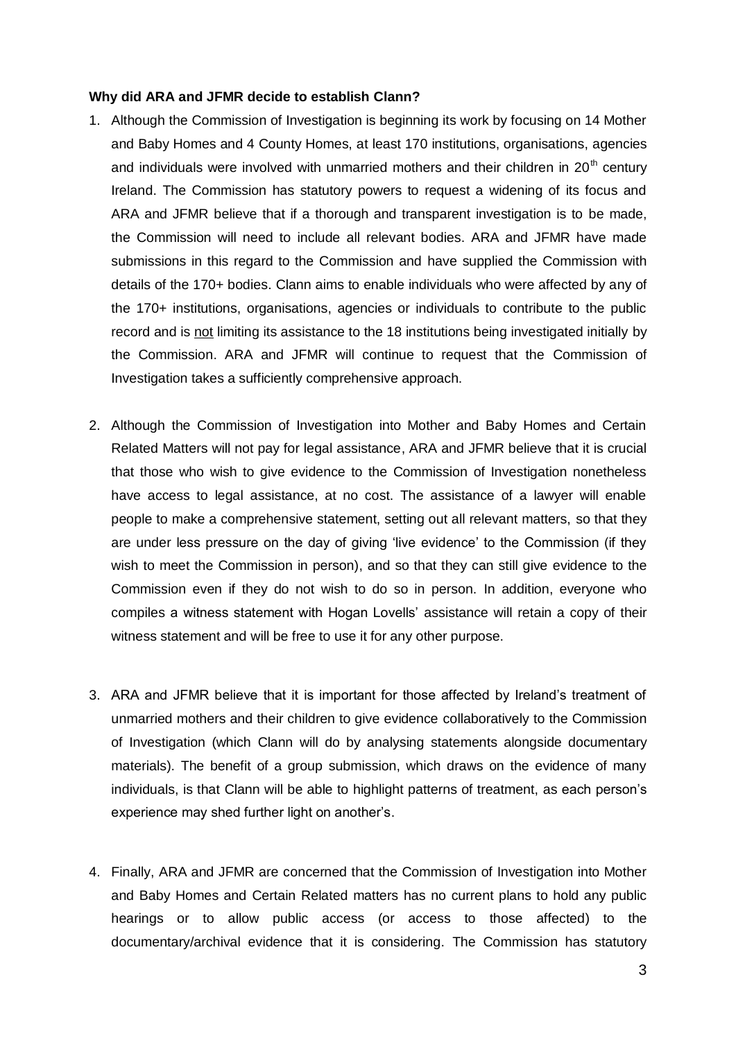**Why did ARA and JFMR decide to establish Clann?**

1. Although the Commission of Investigation is beginning its work by focusing on 14 Mother and Baby Homes and 4 County Homes, at least 170 institutions, organisations, agencies and individuals were involved with unmarried mothers and their children in 20th century Ireland. The Commission has statutory powers to request a widening of its focus and ARA and JFMR believe that if a thorough and transparent investigation is to be made, the Commission will need to include all relevant bodies. ARA and JFMR have made submissions in this regard to the Commission and have supplied the Commission with details of the 170+ bodies. Clann aims to enable individuals who were affected by any of the 170+ institutions, organisations, agencies or individuals to contribute to the public record and is <u>not</u> limiting its assistance to the 18 institutions being investigated initially by the Commission. ARA and JFMR will continue to request that the Commission of Investigation takes a sufficiently comprehensive approach.

2. Although the Commission of Investigation into Mother and Baby Homes and Certain Related Matters will not pay for legal assistance, ARA and JFMR believe that it is crucial that those who wish to give evidence to the Commission of Investigation nonetheless have access to legal assistance, at no cost. The assistance of a lawyer will enable people to make a comprehensive statement, setting out all relevant matters, so that they are under less pressure on the day of giving 'live evidence' to the Commission (if they wish to meet the Commission in person), and so that they can still give evidence to the Commission even if they do not wish to do so in person. In addition, everyone who compiles a witness statement with Hogan Lovells' assistance will retain a copy of their witness statement and will be free to use it for any other purpose.

3. ARA and JFMR believe that it is important for those affected by Ireland's treatment of unmarried mothers and their children to give evidence collaboratively to the Commission of Investigation (which Clann will do by analysing statements alongside documentary materials). The benefit of a group submission, which draws on the evidence of many individuals, is that Clann will be able to highlight patterns of treatment, as each person's experience may shed further light on another's.

4. Finally, ARA and JFMR are concerned that the Commission of Investigation into Mother and Baby Homes and Certain Related matters has no current plans to hold any public hearings or to allow public access (or access to those affected) to the documentary/archival evidence that it is considering. The Commission has statutory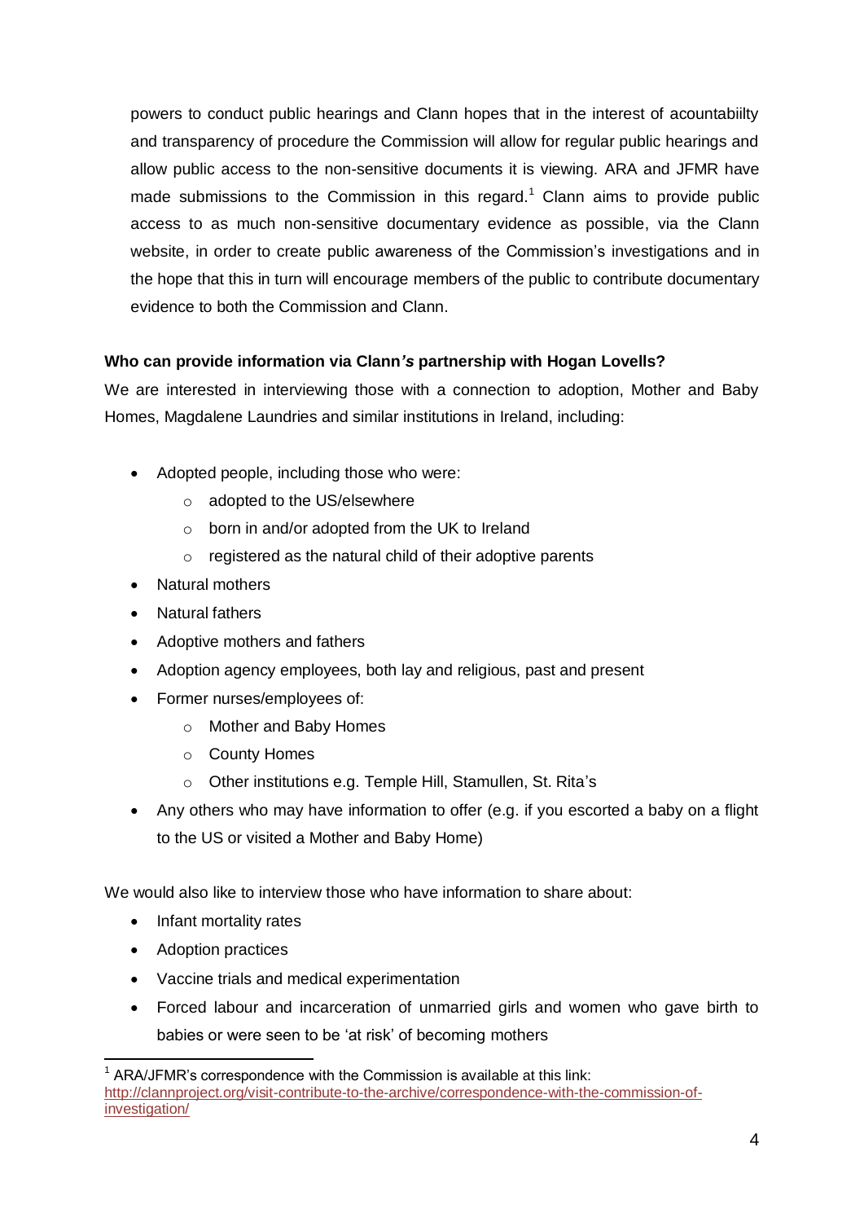powers to conduct public hearings and Clann hopes that in the interest of acountabiilty and transparency of procedure the Commission will allow for regular public hearings and allow public access to the non-sensitive documents it is viewing. ARA and JFMR have made submissions to the Commission in this regard.[1] Clann aims to provide public access to as much non-sensitive documentary evidence as possible, via the Clann website, in order to create public awareness of the Commission's investigations and in the hope that this in turn will encourage members of the public to contribute documentary evidence to both the Commission and Clann.

**Who can provide information via Clann*'s* partnership with Hogan Lovells?**

We are interested in interviewing those with a connection to adoption, Mother and Baby Homes, Magdalene Laundries and similar institutions in Ireland, including:

- Adopted people, including those who were:
  - adopted to the US/elsewhere
  - born in and/or adopted from the UK to Ireland
  - registered as the natural child of their adoptive parents
- Natural mothers
- Natural fathers
- Adoptive mothers and fathers
- Adoption agency employees, both lay and religious, past and present
- Former nurses/employees of:
  - Mother and Baby Homes
  - County Homes
  - Other institutions e.g. Temple Hill, Stamullen, St. Rita's
- Any others who may have information to offer (e.g. if you escorted a baby on a flight to the US or visited a Mother and Baby Home)

We would also like to interview those who have information to share about:

- Infant mortality rates
- Adoption practices
- Vaccine trials and medical experimentation
- Forced labour and incarceration of unmarried girls and women who gave birth to babies or were seen to be 'at risk' of becoming mothers

[1] ARA/JFMR's correspondence with the Commission is available at this link: http://clannproject.org/visit-contribute-to-the-archive/correspondence-with-the-commission-of-investigation/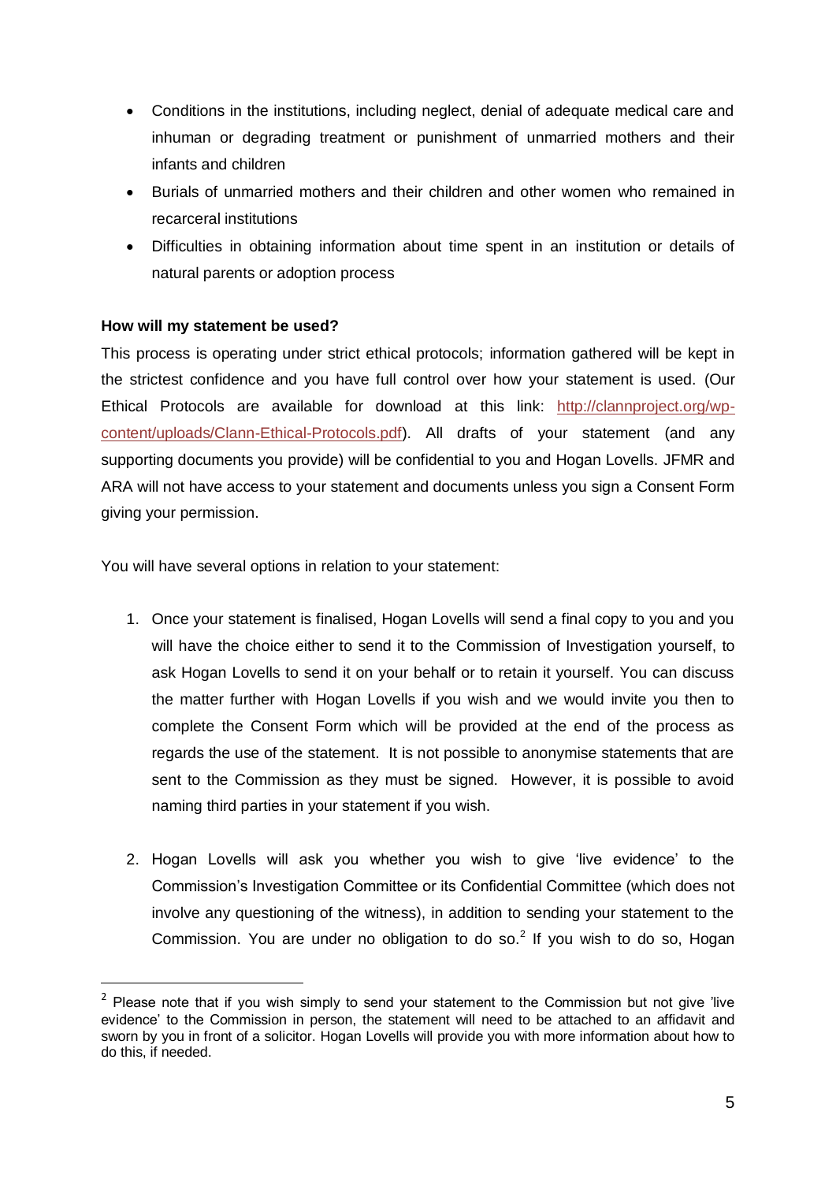- Conditions in the institutions, including neglect, denial of adequate medical care and inhuman or degrading treatment or punishment of unmarried mothers and their infants and children
- Burials of unmarried mothers and their children and other women who remained in recarceral institutions
- Difficulties in obtaining information about time spent in an institution or details of natural parents or adoption process

**How will my statement be used?**

This process is operating under strict ethical protocols; information gathered will be kept in the strictest confidence and you have full control over how your statement is used. (Our Ethical Protocols are available for download at this link: http://clannproject.org/wp-content/uploads/Clann-Ethical-Protocols.pdf). All drafts of your statement (and any supporting documents you provide) will be confidential to you and Hogan Lovells. JFMR and ARA will not have access to your statement and documents unless you sign a Consent Form giving your permission.

You will have several options in relation to your statement:

1. Once your statement is finalised, Hogan Lovells will send a final copy to you and you will have the choice either to send it to the Commission of Investigation yourself, to ask Hogan Lovells to send it on your behalf or to retain it yourself. You can discuss the matter further with Hogan Lovells if you wish and we would invite you then to complete the Consent Form which will be provided at the end of the process as regards the use of the statement. It is not possible to anonymise statements that are sent to the Commission as they must be signed. However, it is possible to avoid naming third parties in your statement if you wish.

2. Hogan Lovells will ask you whether you wish to give 'live evidence' to the Commission's Investigation Committee or its Confidential Committee (which does not involve any questioning of the witness), in addition to sending your statement to the Commission. You are under no obligation to do so.[2] If you wish to do so, Hogan

[2] Please note that if you wish simply to send your statement to the Commission but not give 'live evidence' to the Commission in person, the statement will need to be attached to an affidavit and sworn by you in front of a solicitor. Hogan Lovells will provide you with more information about how to do this, if needed.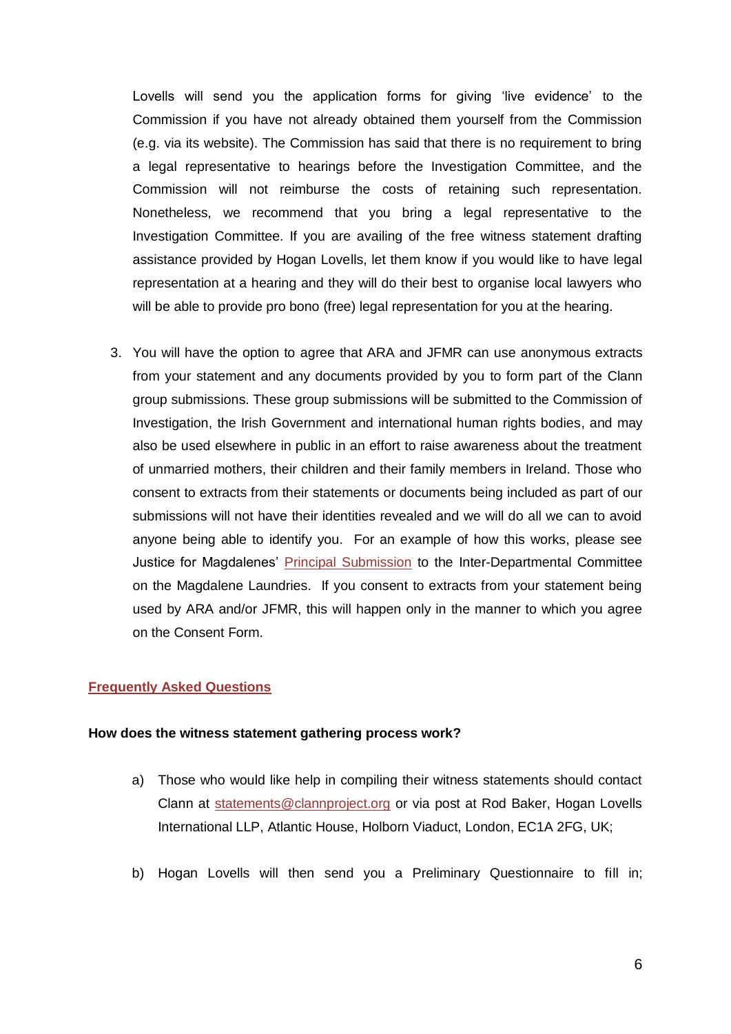Lovells will send you the application forms for giving 'live evidence' to the Commission if you have not already obtained them yourself from the Commission (e.g. via its website). The Commission has said that there is no requirement to bring a legal representative to hearings before the Investigation Committee, and the Commission will not reimburse the costs of retaining such representation. Nonetheless, we recommend that you bring a legal representative to the Investigation Committee. If you are availing of the free witness statement drafting assistance provided by Hogan Lovells, let them know if you would like to have legal representation at a hearing and they will do their best to organise local lawyers who will be able to provide pro bono (free) legal representation for you at the hearing.

3. You will have the option to agree that ARA and JFMR can use anonymous extracts from your statement and any documents provided by you to form part of the Clann group submissions. These group submissions will be submitted to the Commission of Investigation, the Irish Government and international human rights bodies, and may also be used elsewhere in public in an effort to raise awareness about the treatment of unmarried mothers, their children and their family members in Ireland. Those who consent to extracts from their statements or documents being included as part of our submissions will not have their identities revealed and we will do all we can to avoid anyone being able to identify you. For an example of how this works, please see Justice for Magdalenes' Principal Submission to the Inter-Departmental Committee on the Magdalene Laundries. If you consent to extracts from your statement being used by ARA and/or JFMR, this will happen only in the manner to which you agree on the Consent Form.

## Frequently Asked Questions

**How does the witness statement gathering process work?**

a) Those who would like help in compiling their witness statements should contact Clann at statements@clannproject.org or via post at Rod Baker, Hogan Lovells International LLP, Atlantic House, Holborn Viaduct, London, EC1A 2FG, UK;

b) Hogan Lovells will then send you a Preliminary Questionnaire to fill in;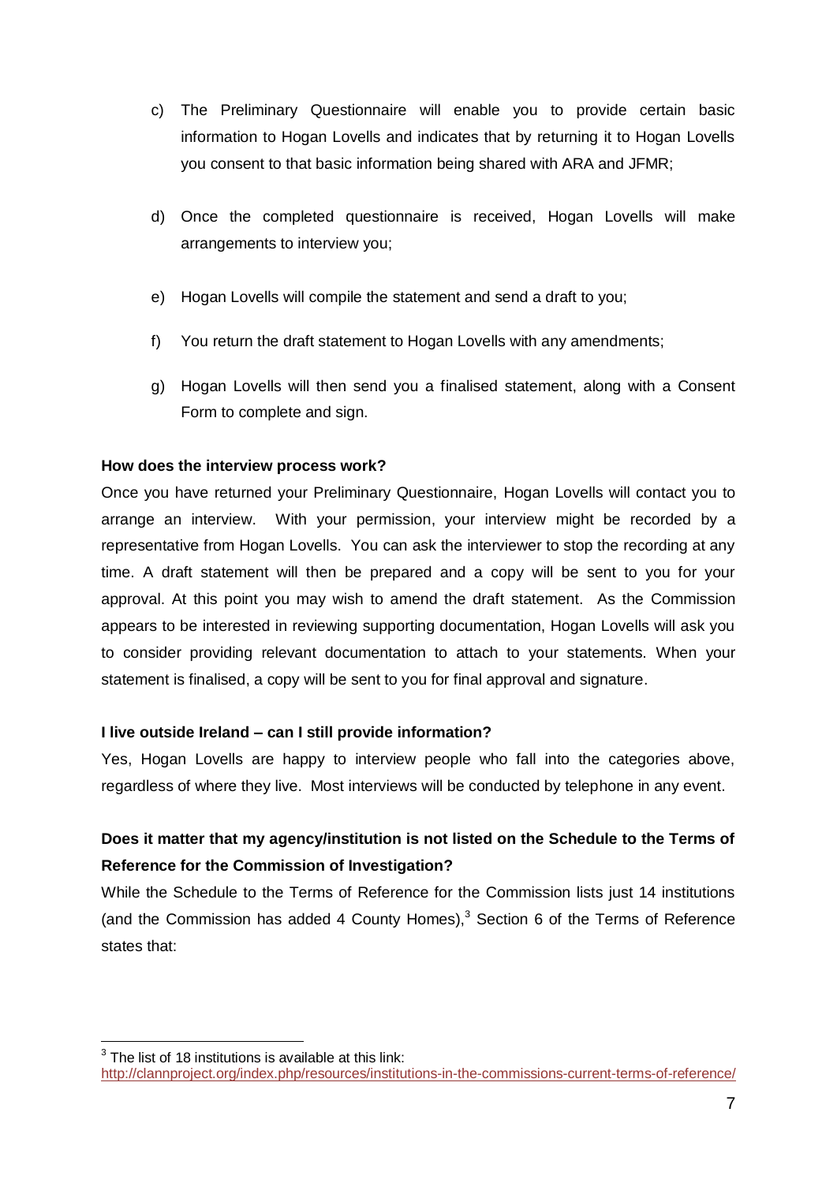c) The Preliminary Questionnaire will enable you to provide certain basic information to Hogan Lovells and indicates that by returning it to Hogan Lovells you consent to that basic information being shared with ARA and JFMR;

d) Once the completed questionnaire is received, Hogan Lovells will make arrangements to interview you;

e) Hogan Lovells will compile the statement and send a draft to you;

f) You return the draft statement to Hogan Lovells with any amendments;

g) Hogan Lovells will then send you a finalised statement, along with a Consent Form to complete and sign.

**How does the interview process work?**

Once you have returned your Preliminary Questionnaire, Hogan Lovells will contact you to arrange an interview. With your permission, your interview might be recorded by a representative from Hogan Lovells. You can ask the interviewer to stop the recording at any time. A draft statement will then be prepared and a copy will be sent to you for your approval. At this point you may wish to amend the draft statement. As the Commission appears to be interested in reviewing supporting documentation, Hogan Lovells will ask you to consider providing relevant documentation to attach to your statements. When your statement is finalised, a copy will be sent to you for final approval and signature.

**I live outside Ireland – can I still provide information?**

Yes, Hogan Lovells are happy to interview people who fall into the categories above, regardless of where they live. Most interviews will be conducted by telephone in any event.

**Does it matter that my agency/institution is not listed on the Schedule to the Terms of Reference for the Commission of Investigation?**

While the Schedule to the Terms of Reference for the Commission lists just 14 institutions (and the Commission has added 4 County Homes),[3] Section 6 of the Terms of Reference states that:

[3] The list of 18 institutions is available at this link: http://clannproject.org/index.php/resources/institutions-in-the-commissions-current-terms-of-reference/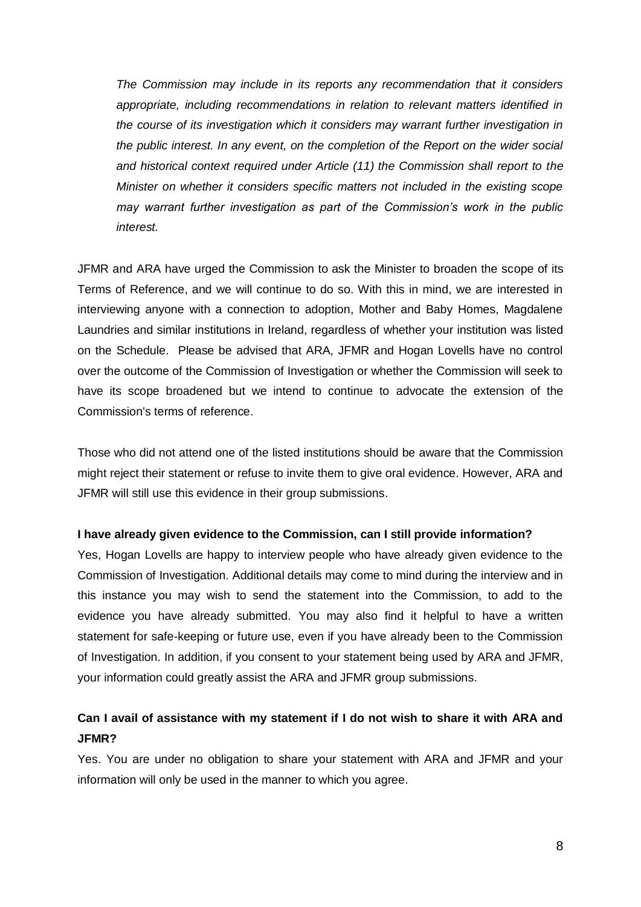*The Commission may include in its reports any recommendation that it considers appropriate, including recommendations in relation to relevant matters identified in the course of its investigation which it considers may warrant further investigation in the public interest. In any event, on the completion of the Report on the wider social and historical context required under Article (11) the Commission shall report to the Minister on whether it considers specific matters not included in the existing scope may warrant further investigation as part of the Commission's work in the public interest.*

JFMR and ARA have urged the Commission to ask the Minister to broaden the scope of its Terms of Reference, and we will continue to do so. With this in mind, we are interested in interviewing anyone with a connection to adoption, Mother and Baby Homes, Magdalene Laundries and similar institutions in Ireland, regardless of whether your institution was listed on the Schedule. Please be advised that ARA, JFMR and Hogan Lovells have no control over the outcome of the Commission of Investigation or whether the Commission will seek to have its scope broadened but we intend to continue to advocate the extension of the Commission's terms of reference.

Those who did not attend one of the listed institutions should be aware that the Commission might reject their statement or refuse to invite them to give oral evidence. However, ARA and JFMR will still use this evidence in their group submissions.

**I have already given evidence to the Commission, can I still provide information?**

Yes, Hogan Lovells are happy to interview people who have already given evidence to the Commission of Investigation. Additional details may come to mind during the interview and in this instance you may wish to send the statement into the Commission, to add to the evidence you have already submitted. You may also find it helpful to have a written statement for safe-keeping or future use, even if you have already been to the Commission of Investigation. In addition, if you consent to your statement being used by ARA and JFMR, your information could greatly assist the ARA and JFMR group submissions.

**Can I avail of assistance with my statement if I do not wish to share it with ARA and JFMR?**

Yes. You are under no obligation to share your statement with ARA and JFMR and your information will only be used in the manner to which you agree.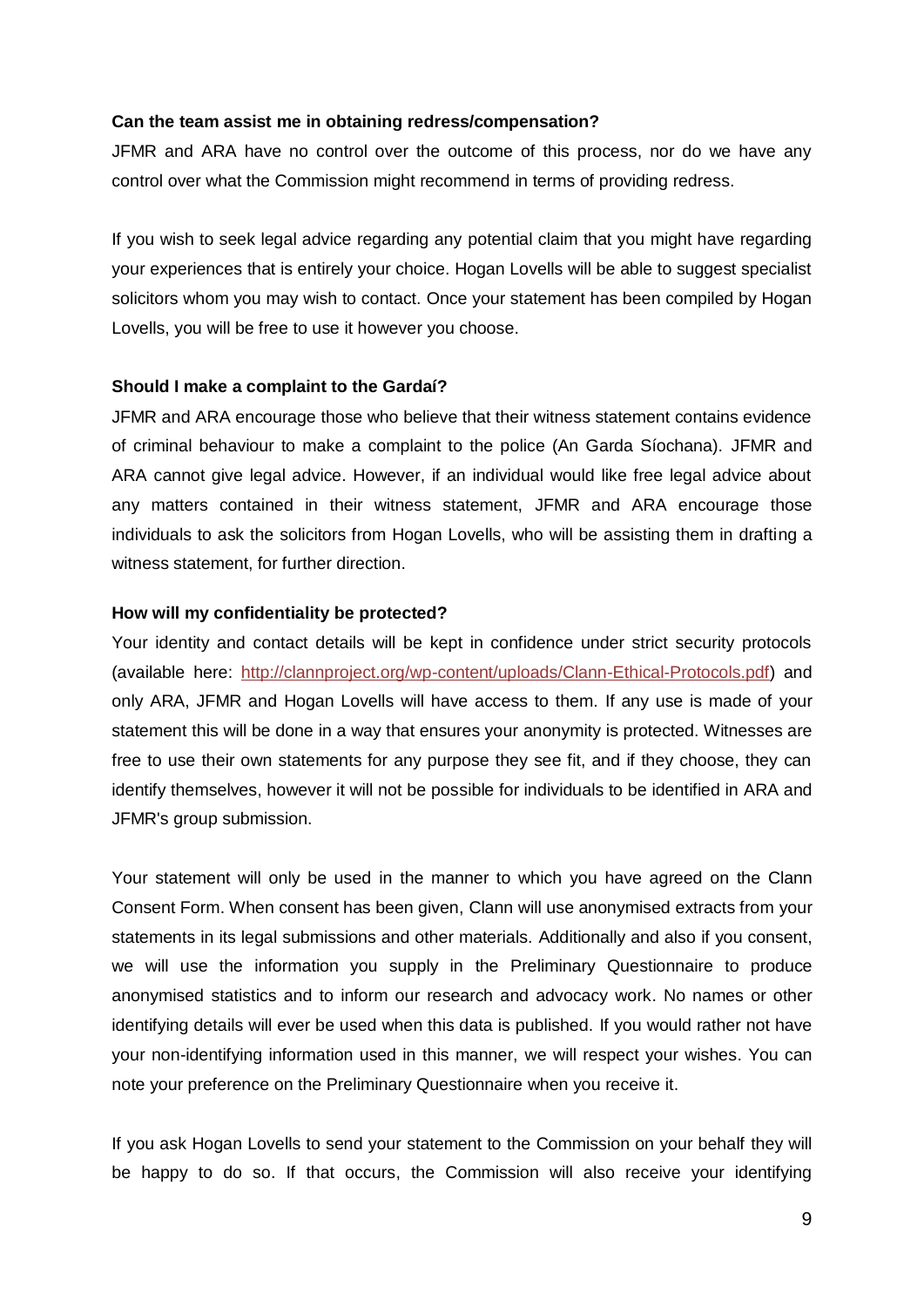**Can the team assist me in obtaining redress/compensation?**

JFMR and ARA have no control over the outcome of this process, nor do we have any control over what the Commission might recommend in terms of providing redress.

If you wish to seek legal advice regarding any potential claim that you might have regarding your experiences that is entirely your choice. Hogan Lovells will be able to suggest specialist solicitors whom you may wish to contact. Once your statement has been compiled by Hogan Lovells, you will be free to use it however you choose.

**Should I make a complaint to the Gardaí?**

JFMR and ARA encourage those who believe that their witness statement contains evidence of criminal behaviour to make a complaint to the police (An Garda Síochana). JFMR and ARA cannot give legal advice. However, if an individual would like free legal advice about any matters contained in their witness statement, JFMR and ARA encourage those individuals to ask the solicitors from Hogan Lovells, who will be assisting them in drafting a witness statement, for further direction.

**How will my confidentiality be protected?**

Your identity and contact details will be kept in confidence under strict security protocols (available here: [http://clannproject.org/wp-content/uploads/Clann-Ethical-Protocols.pdf](http://clannproject.org/wp-content/uploads/Clann-Ethical-Protocols.pdf)) and only ARA, JFMR and Hogan Lovells will have access to them. If any use is made of your statement this will be done in a way that ensures your anonymity is protected. Witnesses are free to use their own statements for any purpose they see fit, and if they choose, they can identify themselves, however it will not be possible for individuals to be identified in ARA and JFMR's group submission.

Your statement will only be used in the manner to which you have agreed on the Clann Consent Form. When consent has been given, Clann will use anonymised extracts from your statements in its legal submissions and other materials. Additionally and also if you consent, we will use the information you supply in the Preliminary Questionnaire to produce anonymised statistics and to inform our research and advocacy work. No names or other identifying details will ever be used when this data is published. If you would rather not have your non-identifying information used in this manner, we will respect your wishes. You can note your preference on the Preliminary Questionnaire when you receive it.

If you ask Hogan Lovells to send your statement to the Commission on your behalf they will be happy to do so. If that occurs, the Commission will also receive your identifying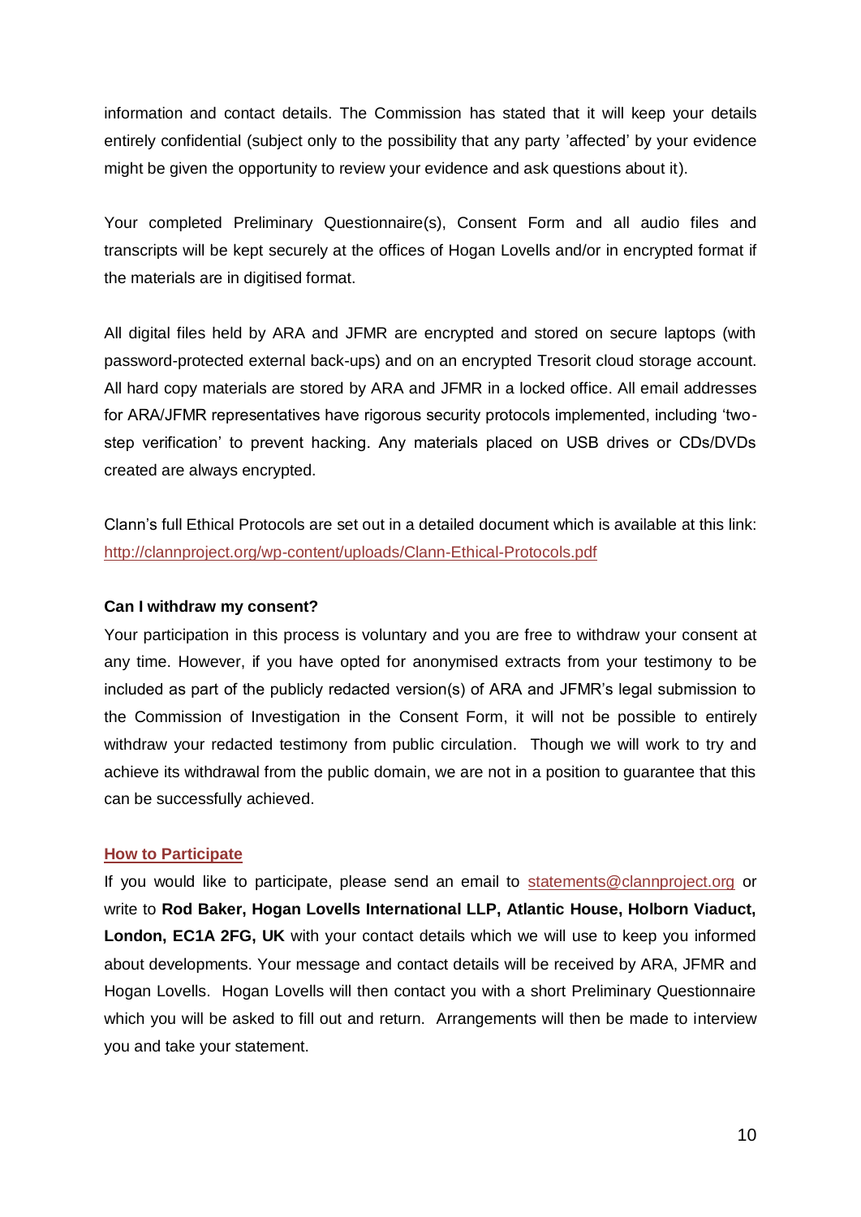information and contact details. The Commission has stated that it will keep your details entirely confidential (subject only to the possibility that any party 'affected' by your evidence might be given the opportunity to review your evidence and ask questions about it).

Your completed Preliminary Questionnaire(s), Consent Form and all audio files and transcripts will be kept securely at the offices of Hogan Lovells and/or in encrypted format if the materials are in digitised format.

All digital files held by ARA and JFMR are encrypted and stored on secure laptops (with password-protected external back-ups) and on an encrypted Tresorit cloud storage account. All hard copy materials are stored by ARA and JFMR in a locked office. All email addresses for ARA/JFMR representatives have rigorous security protocols implemented, including 'two-step verification' to prevent hacking. Any materials placed on USB drives or CDs/DVDs created are always encrypted.

Clann's full Ethical Protocols are set out in a detailed document which is available at this link: [http://clannproject.org/wp-content/uploads/Clann-Ethical-Protocols.pdf](http://clannproject.org/wp-content/uploads/Clann-Ethical-Protocols.pdf)

**Can I withdraw my consent?**

Your participation in this process is voluntary and you are free to withdraw your consent at any time. However, if you have opted for anonymised extracts from your testimony to be included as part of the publicly redacted version(s) of ARA and JFMR's legal submission to the Commission of Investigation in the Consent Form, it will not be possible to entirely withdraw your redacted testimony from public circulation. Though we will work to try and achieve its withdrawal from the public domain, we are not in a position to guarantee that this can be successfully achieved.

**How to Participate**

If you would like to participate, please send an email to [statements@clannproject.org](mailto:statements@clannproject.org) or write to **Rod Baker, Hogan Lovells International LLP, Atlantic House, Holborn Viaduct, London, EC1A 2FG, UK** with your contact details which we will use to keep you informed about developments. Your message and contact details will be received by ARA, JFMR and Hogan Lovells. Hogan Lovells will then contact you with a short Preliminary Questionnaire which you will be asked to fill out and return. Arrangements will then be made to interview you and take your statement.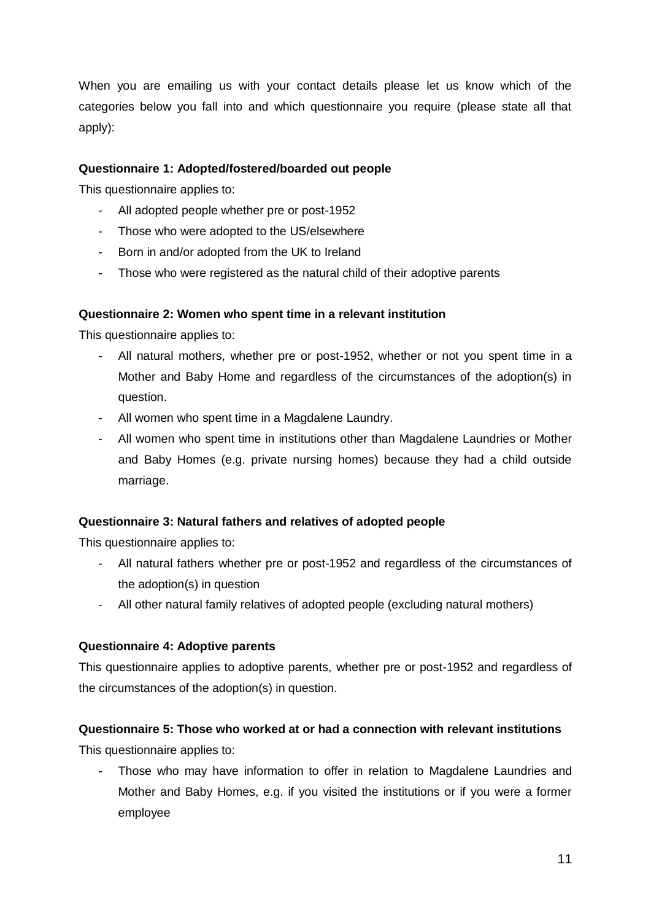When you are emailing us with your contact details please let us know which of the categories below you fall into and which questionnaire you require (please state all that apply):

**Questionnaire 1: Adopted/fostered/boarded out people**

This questionnaire applies to:

- All adopted people whether pre or post-1952
- Those who were adopted to the US/elsewhere
- Born in and/or adopted from the UK to Ireland
- Those who were registered as the natural child of their adoptive parents

**Questionnaire 2: Women who spent time in a relevant institution**

This questionnaire applies to:

- All natural mothers, whether pre or post-1952, whether or not you spent time in a Mother and Baby Home and regardless of the circumstances of the adoption(s) in question.
- All women who spent time in a Magdalene Laundry.
- All women who spent time in institutions other than Magdalene Laundries or Mother and Baby Homes (e.g. private nursing homes) because they had a child outside marriage.

**Questionnaire 3: Natural fathers and relatives of adopted people**

This questionnaire applies to:

- All natural fathers whether pre or post-1952 and regardless of the circumstances of the adoption(s) in question
- All other natural family relatives of adopted people (excluding natural mothers)

**Questionnaire 4: Adoptive parents**

This questionnaire applies to adoptive parents, whether pre or post-1952 and regardless of the circumstances of the adoption(s) in question.

**Questionnaire 5: Those who worked at or had a connection with relevant institutions**

This questionnaire applies to:

- Those who may have information to offer in relation to Magdalene Laundries and Mother and Baby Homes, e.g. if you visited the institutions or if you were a former employee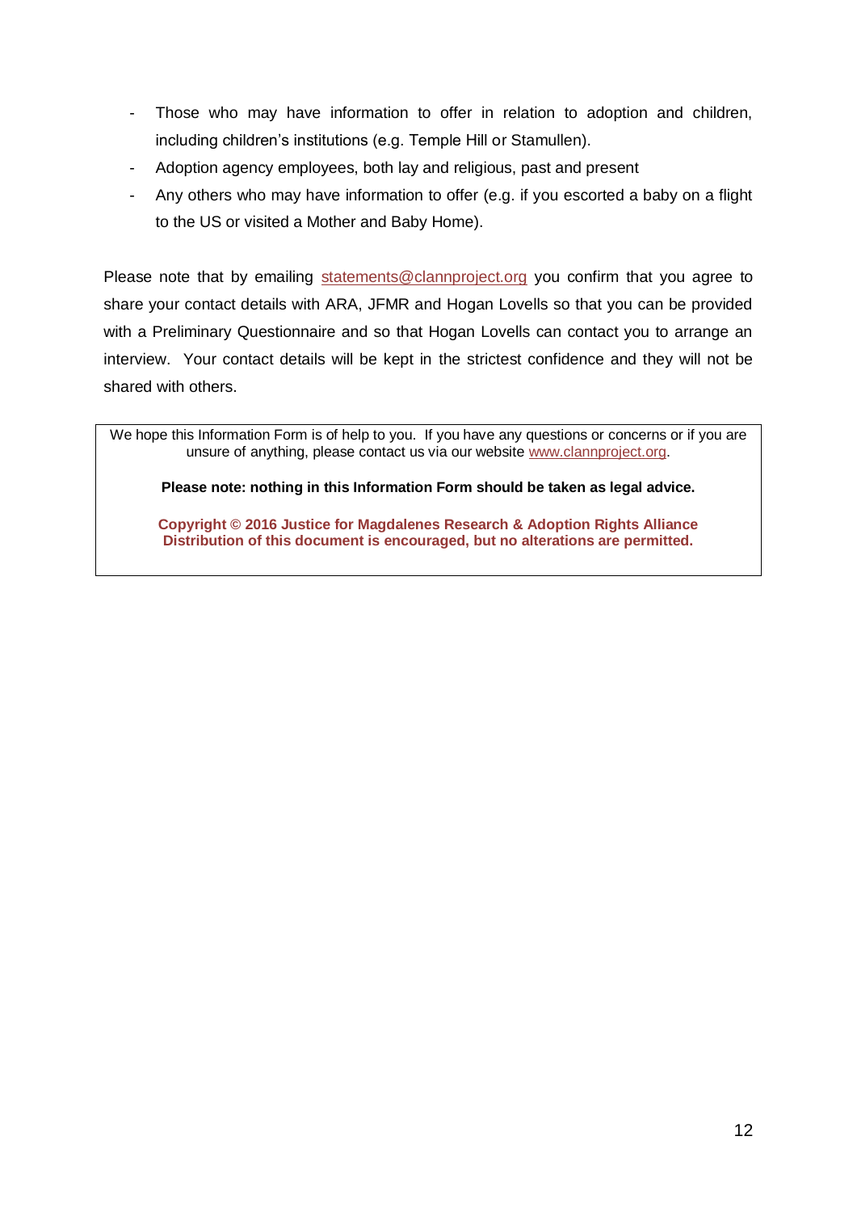- Those who may have information to offer in relation to adoption and children, including children's institutions (e.g. Temple Hill or Stamullen).
- Adoption agency employees, both lay and religious, past and present
- Any others who may have information to offer (e.g. if you escorted a baby on a flight to the US or visited a Mother and Baby Home).

Please note that by emailing statements@clannproject.org you confirm that you agree to share your contact details with ARA, JFMR and Hogan Lovells so that you can be provided with a Preliminary Questionnaire and so that Hogan Lovells can contact you to arrange an interview. Your contact details will be kept in the strictest confidence and they will not be shared with others.

We hope this Information Form is of help to you. If you have any questions or concerns or if you are unsure of anything, please contact us via our website www.clannproject.org.

**Please note: nothing in this Information Form should be taken as legal advice.**

**Copyright © 2016 Justice for Magdalenes Research & Adoption Rights Alliance**
**Distribution of this document is encouraged, but no alterations are permitted.**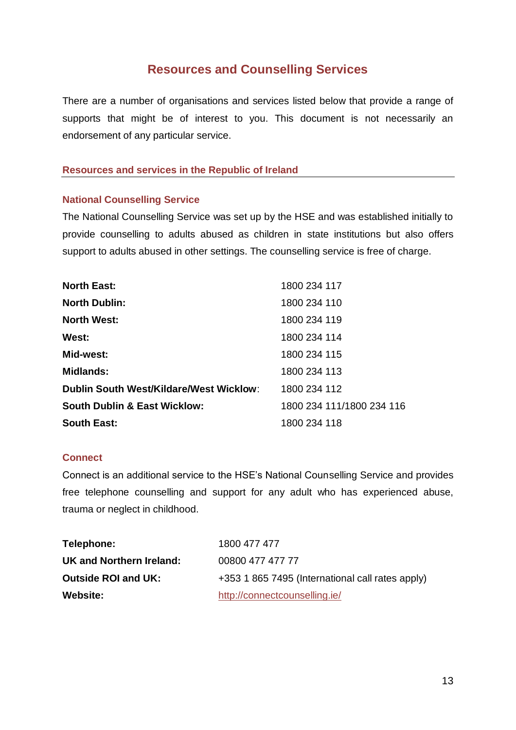# Resources and Counselling Services

There are a number of organisations and services listed below that provide a range of supports that might be of interest to you. This document is not necessarily an endorsement of any particular service.

## Resources and services in the Republic of Ireland

### National Counselling Service

The National Counselling Service was set up by the HSE and was established initially to provide counselling to adults abused as children in state institutions but also offers support to adults abused in other settings. The counselling service is free of charge.

| | |
|---|---|
| **North East:** | 1800 234 117 |
| **North Dublin:** | 1800 234 110 |
| **North West:** | 1800 234 119 |
| **West:** | 1800 234 114 |
| **Mid-west:** | 1800 234 115 |
| **Midlands:** | 1800 234 113 |
| **Dublin South West/Kildare/West Wicklow:** | 1800 234 112 |
| **South Dublin & East Wicklow:** | 1800 234 111/1800 234 116 |
| **South East:** | 1800 234 118 |

### Connect

Connect is an additional service to the HSE's National Counselling Service and provides free telephone counselling and support for any adult who has experienced abuse, trauma or neglect in childhood.

| | |
|---|---|
| **Telephone:** | 1800 477 477 |
| **UK and Northern Ireland:** | 00800 477 477 77 |
| **Outside ROI and UK:** | +353 1 865 7495 (International call rates apply) |
| **Website:** | http://connectcounselling.ie/ |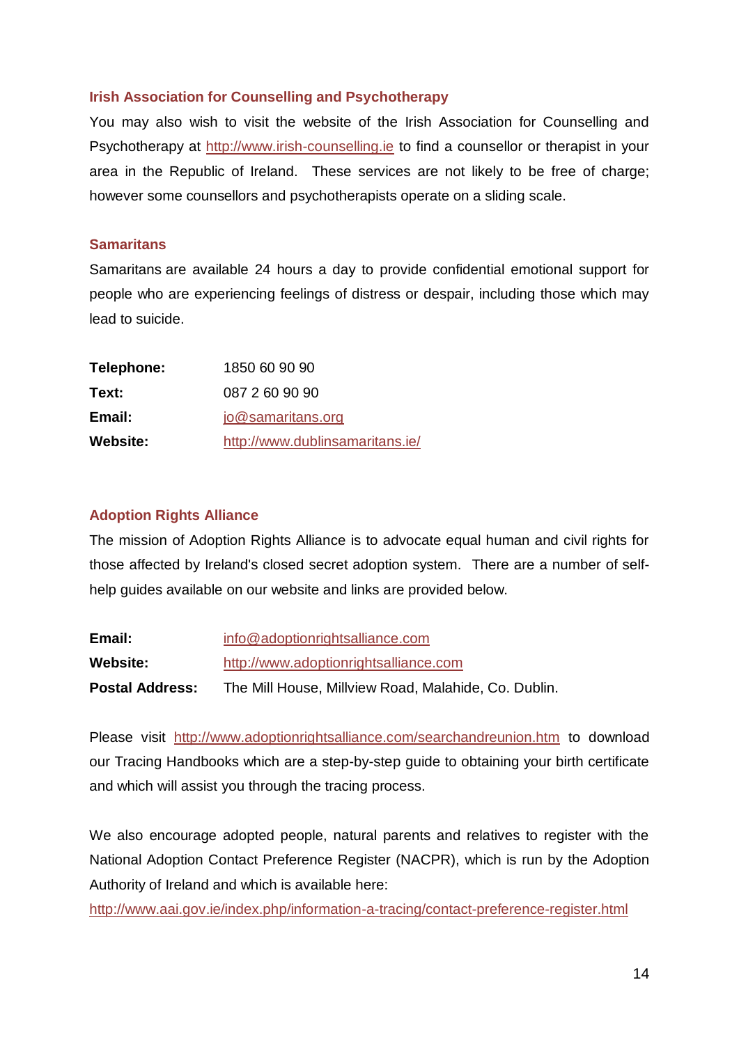### Irish Association for Counselling and Psychotherapy

You may also wish to visit the website of the Irish Association for Counselling and Psychotherapy at http://www.irish-counselling.ie to find a counsellor or therapist in your area in the Republic of Ireland. These services are not likely to be free of charge; however some counsellors and psychotherapists operate on a sliding scale.

### Samaritans

Samaritans are available 24 hours a day to provide confidential emotional support for people who are experiencing feelings of distress or despair, including those which may lead to suicide.

**Telephone:** 1850 60 90 90
**Text:** 087 2 60 90 90
**Email:** jo@samaritans.org
**Website:** http://www.dublinsamaritans.ie/

### Adoption Rights Alliance

The mission of Adoption Rights Alliance is to advocate equal human and civil rights for those affected by Ireland's closed secret adoption system. There are a number of self-help guides available on our website and links are provided below.

**Email:** info@adoptionrightsalliance.com
**Website:** http://www.adoptionrightsalliance.com
**Postal Address:** The Mill House, Millview Road, Malahide, Co. Dublin.

Please visit http://www.adoptionrightsalliance.com/searchandreunion.htm to download our Tracing Handbooks which are a step-by-step guide to obtaining your birth certificate and which will assist you through the tracing process.

We also encourage adopted people, natural parents and relatives to register with the National Adoption Contact Preference Register (NACPR), which is run by the Adoption Authority of Ireland and which is available here:
http://www.aai.gov.ie/index.php/information-a-tracing/contact-preference-register.html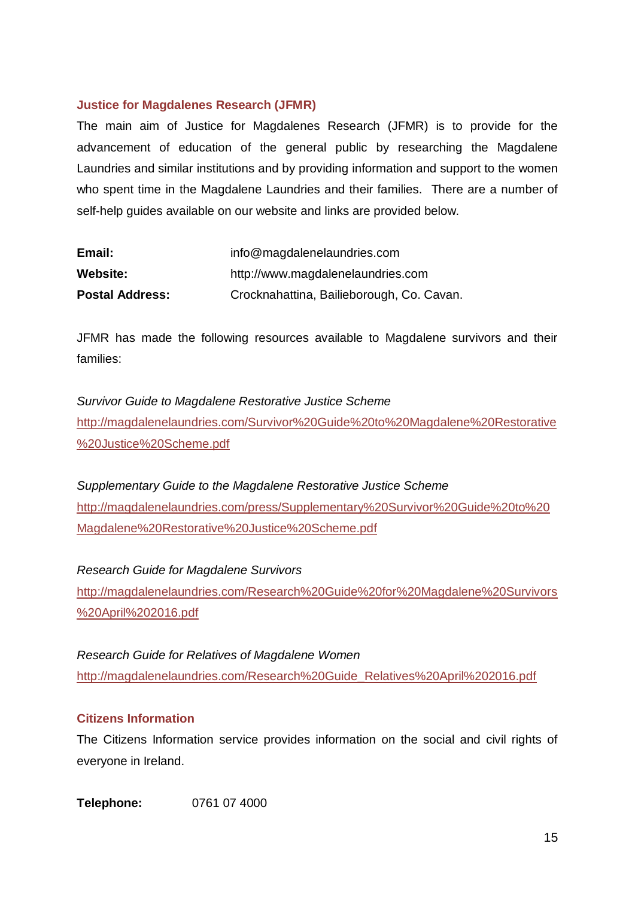### Justice for Magdalenes Research (JFMR)

The main aim of Justice for Magdalenes Research (JFMR) is to provide for the advancement of education of the general public by researching the Magdalene Laundries and similar institutions and by providing information and support to the women who spent time in the Magdalene Laundries and their families. There are a number of self-help guides available on our website and links are provided below.

| | |
|---|---|
| **Email:** | info@magdalenelaundries.com |
| **Website:** | http://www.magdalenelaundries.com |
| **Postal Address:** | Crocknahattina, Bailieborough, Co. Cavan. |

JFMR has made the following resources available to Magdalene survivors and their families:

*Survivor Guide to Magdalene Restorative Justice Scheme*
http://magdalenelaundries.com/Survivor%20Guide%20to%20Magdalene%20Restorative%20Justice%20Scheme.pdf

*Supplementary Guide to the Magdalene Restorative Justice Scheme*
http://magdalenelaundries.com/press/Supplementary%20Survivor%20Guide%20to%20Magdalene%20Restorative%20Justice%20Scheme.pdf

*Research Guide for Magdalene Survivors*
http://magdalenelaundries.com/Research%20Guide%20for%20Magdalene%20Survivors%20April%202016.pdf

*Research Guide for Relatives of Magdalene Women*
http://magdalenelaundries.com/Research%20Guide_Relatives%20April%202016.pdf

### Citizens Information

The Citizens Information service provides information on the social and civil rights of everyone in Ireland.

**Telephone:** 0761 07 4000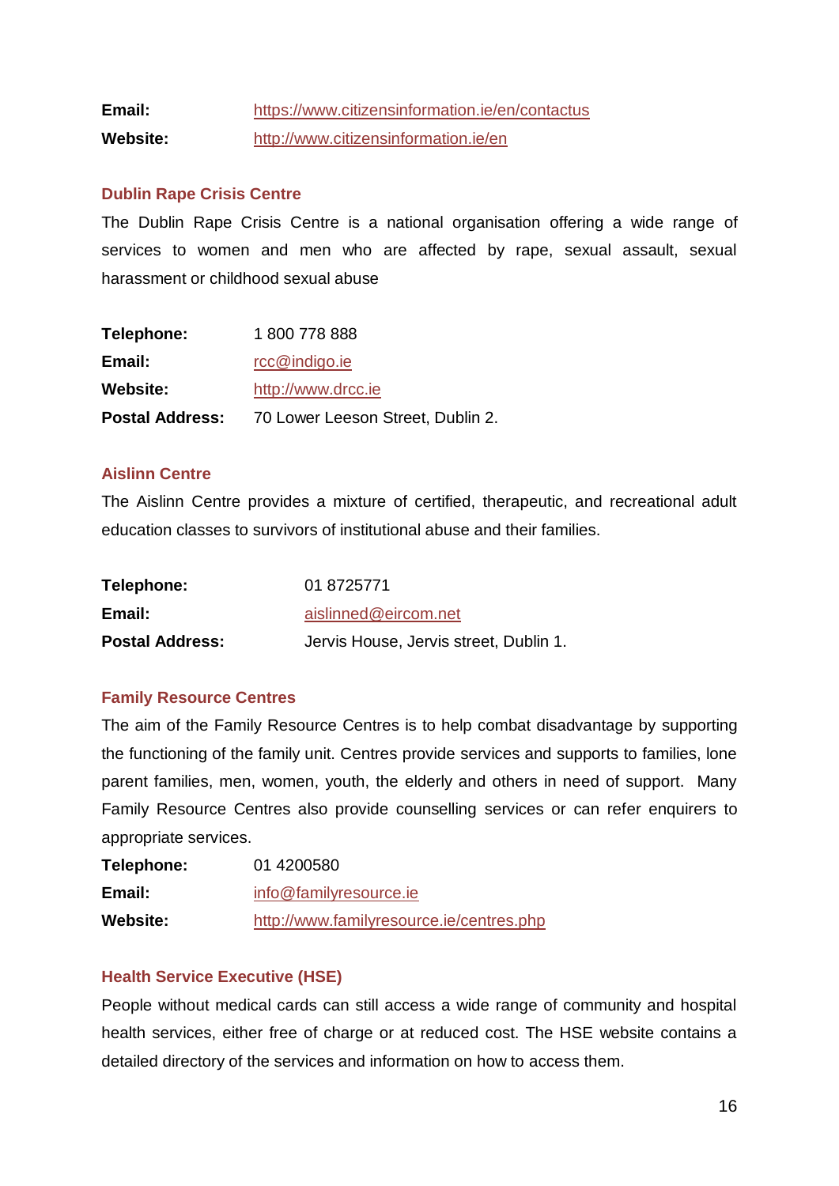**Email:** https://www.citizensinformation.ie/en/contactus
**Website:** http://www.citizensinformation.ie/en

### Dublin Rape Crisis Centre

The Dublin Rape Crisis Centre is a national organisation offering a wide range of services to women and men who are affected by rape, sexual assault, sexual harassment or childhood sexual abuse

**Telephone:** 1 800 778 888
**Email:** rcc@indigo.ie
**Website:** http://www.drcc.ie
**Postal Address:** 70 Lower Leeson Street, Dublin 2.

### Aislinn Centre

The Aislinn Centre provides a mixture of certified, therapeutic, and recreational adult education classes to survivors of institutional abuse and their families.

**Telephone:** 01 8725771
**Email:** aislinned@eircom.net
**Postal Address:** Jervis House, Jervis street, Dublin 1.

### Family Resource Centres

The aim of the Family Resource Centres is to help combat disadvantage by supporting the functioning of the family unit. Centres provide services and supports to families, lone parent families, men, women, youth, the elderly and others in need of support. Many Family Resource Centres also provide counselling services or can refer enquirers to appropriate services.

**Telephone:** 01 4200580
**Email:** info@familyresource.ie
**Website:** http://www.familyresource.ie/centres.php

### Health Service Executive (HSE)

People without medical cards can still access a wide range of community and hospital health services, either free of charge or at reduced cost. The HSE website contains a detailed directory of the services and information on how to access them.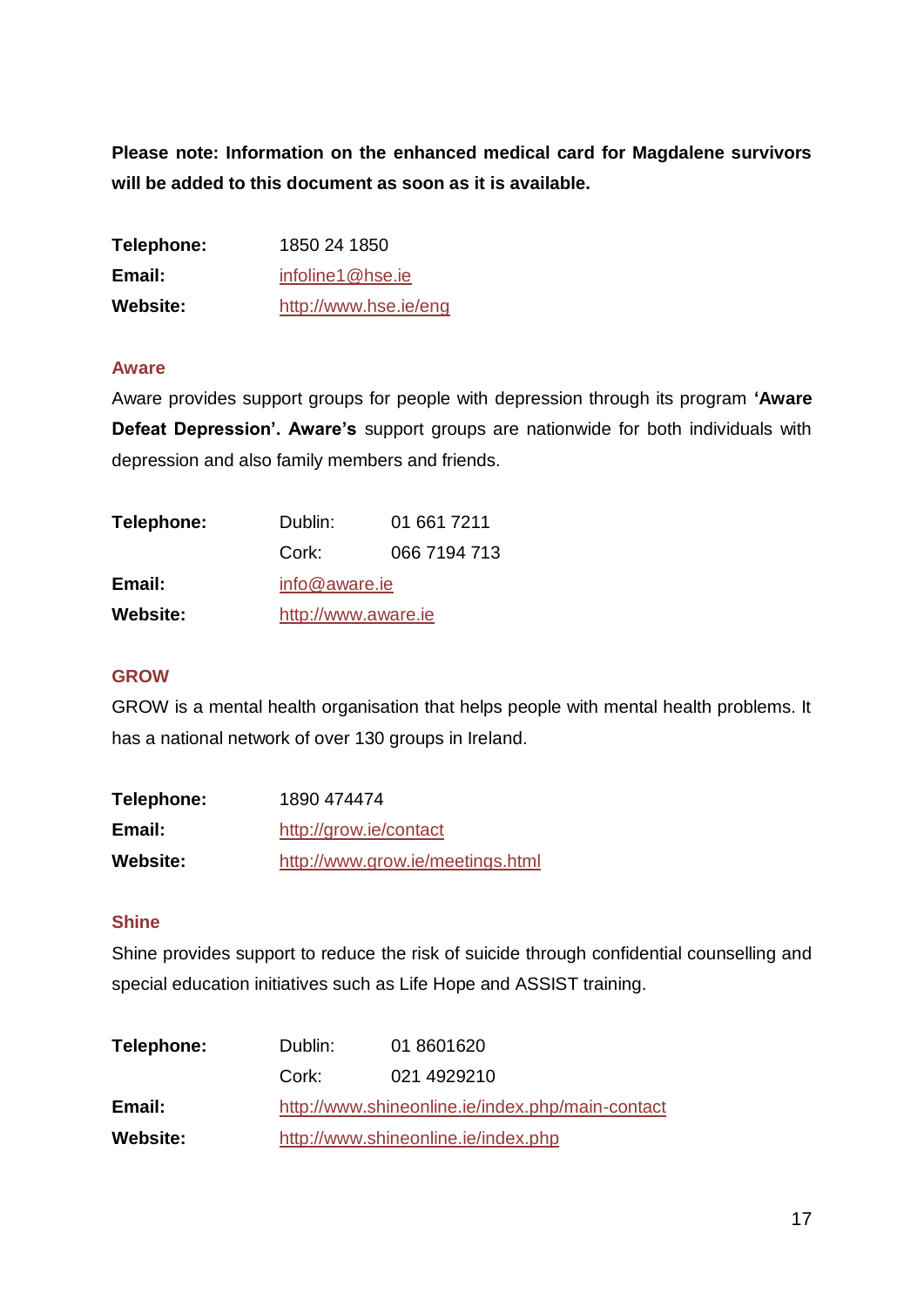**Please note: Information on the enhanced medical card for Magdalene survivors will be added to this document as soon as it is available.**

| | |
|---|---|
| **Telephone:** | 1850 24 1850 |
| **Email:** | infoline1@hse.ie |
| **Website:** | http://www.hse.ie/eng |

### Aware

Aware provides support groups for people with depression through its program **'Aware Defeat Depression'. Aware's** support groups are nationwide for both individuals with depression and also family members and friends.

| | | |
|---|---|---|
| **Telephone:** | Dublin: | 01 661 7211 |
| | Cork: | 066 7194 713 |
| **Email:** | info@aware.ie | |
| **Website:** | http://www.aware.ie | |

### GROW

GROW is a mental health organisation that helps people with mental health problems. It has a national network of over 130 groups in Ireland.

| | |
|---|---|
| **Telephone:** | 1890 474474 |
| **Email:** | http://grow.ie/contact |
| **Website:** | http://www.grow.ie/meetings.html |

### Shine

Shine provides support to reduce the risk of suicide through confidential counselling and special education initiatives such as Life Hope and ASSIST training.

| | | |
|---|---|---|
| **Telephone:** | Dublin: | 01 8601620 |
| | Cork: | 021 4929210 |
| **Email:** | http://www.shineonline.ie/index.php/main-contact | |
| **Website:** | http://www.shineonline.ie/index.php | |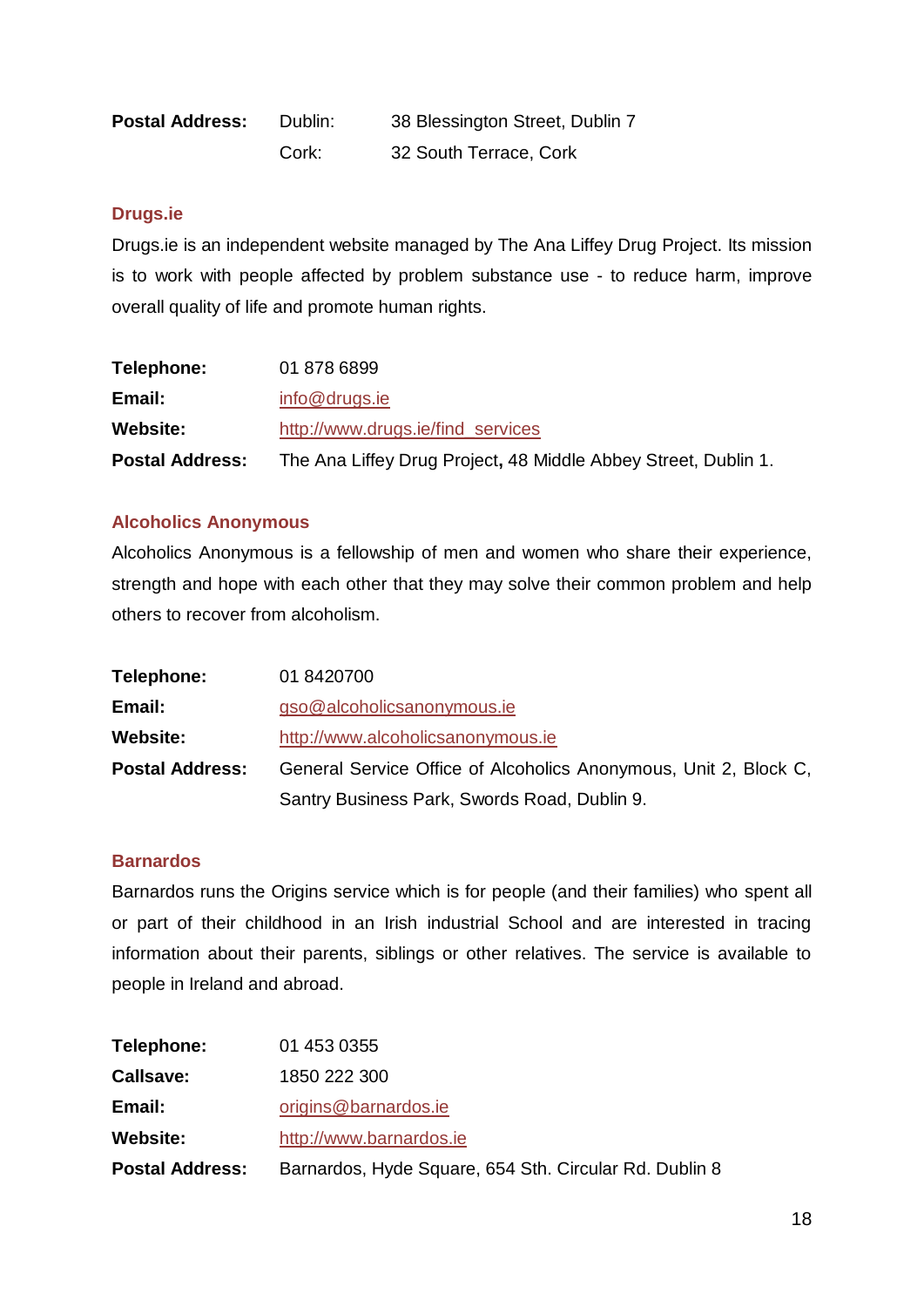| | | |
|---|---|---|
| **Postal Address:** | Dublin: | 38 Blessington Street, Dublin 7 |
| | Cork: | 32 South Terrace, Cork |

### Drugs.ie

Drugs.ie is an independent website managed by The Ana Liffey Drug Project. Its mission is to work with people affected by problem substance use - to reduce harm, improve overall quality of life and promote human rights.

| | |
|---|---|
| **Telephone:** | 01 878 6899 |
| **Email:** | info@drugs.ie |
| **Website:** | http://www.drugs.ie/find_services |
| **Postal Address:** | The Ana Liffey Drug Project**,** 48 Middle Abbey Street, Dublin 1. |

### Alcoholics Anonymous

Alcoholics Anonymous is a fellowship of men and women who share their experience, strength and hope with each other that they may solve their common problem and help others to recover from alcoholism.

| | |
|---|---|
| **Telephone:** | 01 8420700 |
| **Email:** | gso@alcoholicsanonymous.ie |
| **Website:** | http://www.alcoholicsanonymous.ie |
| **Postal Address:** | General Service Office of Alcoholics Anonymous, Unit 2, Block C, Santry Business Park, Swords Road, Dublin 9. |

### Barnardos

Barnardos runs the Origins service which is for people (and their families) who spent all or part of their childhood in an Irish industrial School and are interested in tracing information about their parents, siblings or other relatives. The service is available to people in Ireland and abroad.

| | |
|---|---|
| **Telephone:** | 01 453 0355 |
| **Callsave:** | 1850 222 300 |
| **Email:** | origins@barnardos.ie |
| **Website:** | http://www.barnardos.ie |
| **Postal Address:** | Barnardos, Hyde Square, 654 Sth. Circular Rd. Dublin 8 |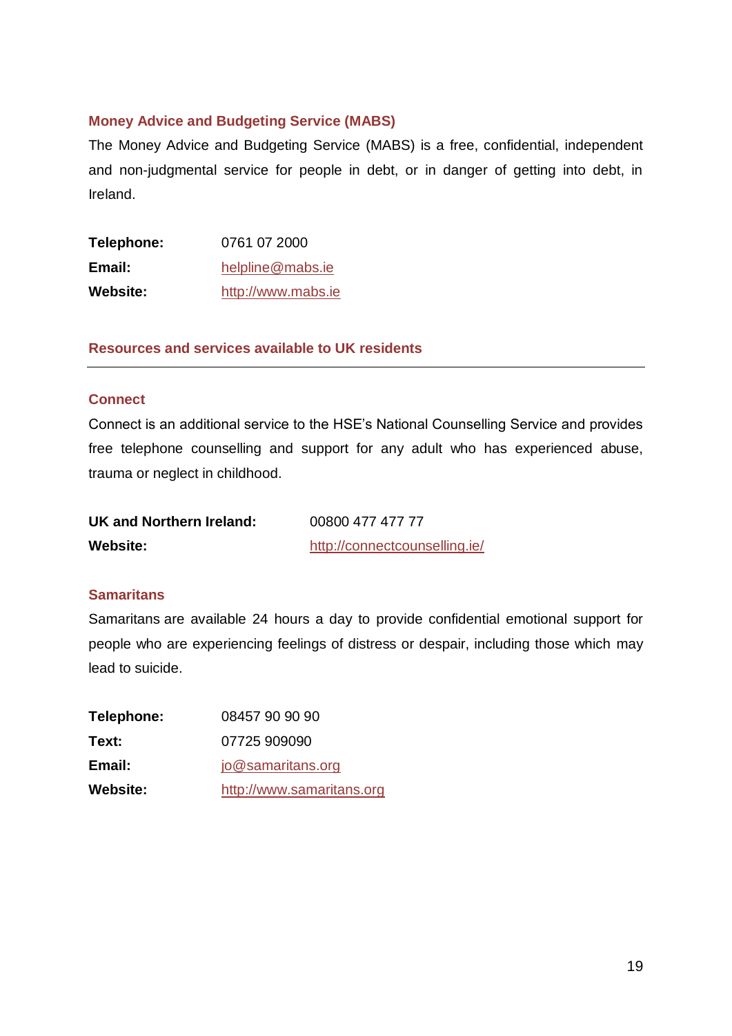### Money Advice and Budgeting Service (MABS)

The Money Advice and Budgeting Service (MABS) is a free, confidential, independent and non-judgmental service for people in debt, or in danger of getting into debt, in Ireland.

| | |
|---|---|
| **Telephone:** | 0761 07 2000 |
| **Email:** | helpline@mabs.ie |
| **Website:** | http://www.mabs.ie |

## Resources and services available to UK residents

---

### Connect

Connect is an additional service to the HSE's National Counselling Service and provides free telephone counselling and support for any adult who has experienced abuse, trauma or neglect in childhood.

| | |
|---|---|
| **UK and Northern Ireland:** | 00800 477 477 77 |
| **Website:** | http://connectcounselling.ie/ |

### Samaritans

Samaritans are available 24 hours a day to provide confidential emotional support for people who are experiencing feelings of distress or despair, including those which may lead to suicide.

| | |
|---|---|
| **Telephone:** | 08457 90 90 90 |
| **Text:** | 07725 909090 |
| **Email:** | jo@samaritans.org |
| **Website:** | http://www.samaritans.org |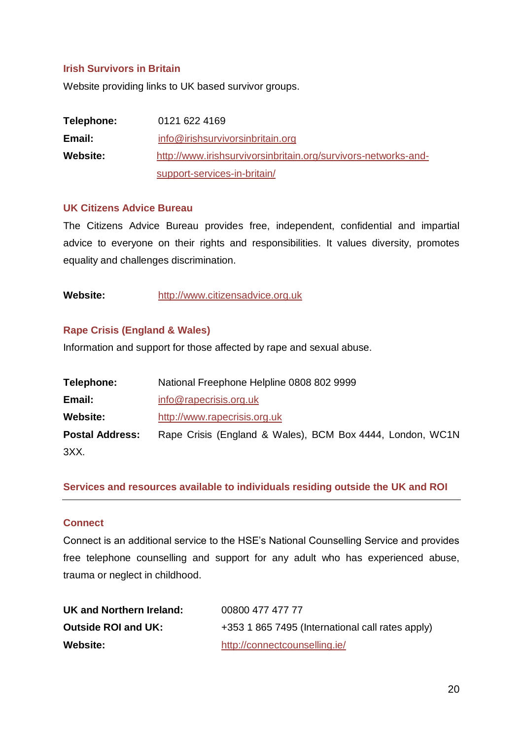### Irish Survivors in Britain

Website providing links to UK based survivor groups.

**Telephone:** 0121 622 4169

**Email:** info@irishsurvivorsinbritain.org

**Website:** http://www.irishsurvivorsinbritain.org/survivors-networks-and-support-services-in-britain/

### UK Citizens Advice Bureau

The Citizens Advice Bureau provides free, independent, confidential and impartial advice to everyone on their rights and responsibilities. It values diversity, promotes equality and challenges discrimination.

**Website:** http://www.citizensadvice.org.uk

### Rape Crisis (England & Wales)

Information and support for those affected by rape and sexual abuse.

**Telephone:** National Freephone Helpline 0808 802 9999

**Email:** info@rapecrisis.org.uk

**Website:** http://www.rapecrisis.org.uk

**Postal Address:** Rape Crisis (England & Wales), BCM Box 4444, London, WC1N 3XX.

## Services and resources available to individuals residing outside the UK and ROI

---

### Connect

Connect is an additional service to the HSE's National Counselling Service and provides free telephone counselling and support for any adult who has experienced abuse, trauma or neglect in childhood.

**UK and Northern Ireland:** 00800 477 477 77

**Outside ROI and UK:** +353 1 865 7495 (International call rates apply)

**Website:** http://connectcounselling.ie/